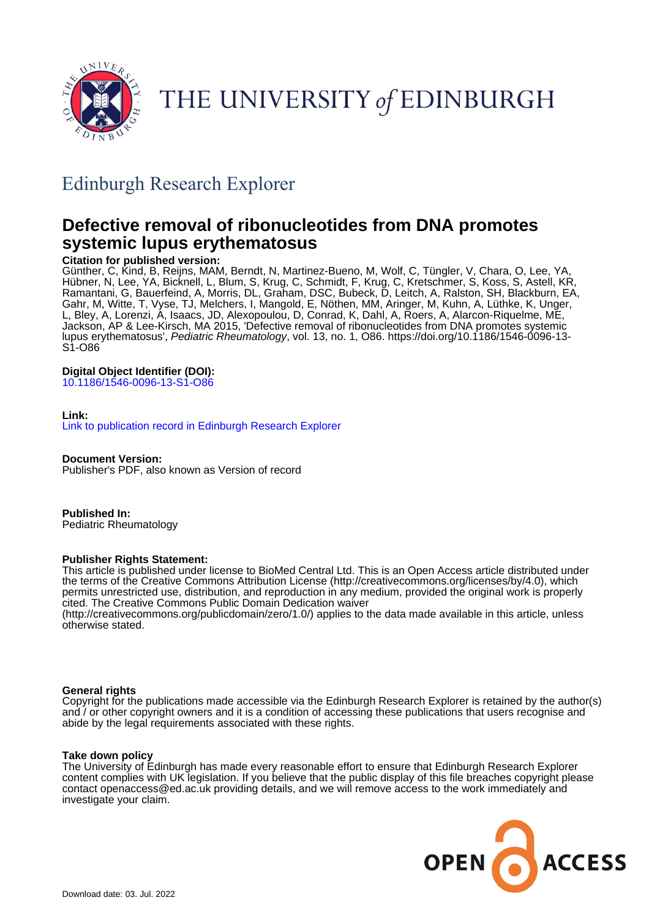THE UNIVERSITY *of* EDINBURGH

## Edinburgh Research Explorer

# Defective removal of ribonucleotides from DNA promotes systemic lupus erythematosus

**Citation for published version:**
Günther, C, Kind, B, Reijns, MAM, Berndt, N, Martinez-Bueno, M, Wolf, C, Tüngler, V, Chara, O, Lee, YA, Hübner, N, Lee, YA, Bicknell, L, Blum, S, Krug, C, Schmidt, F, Krug, C, Kretschmer, S, Koss, S, Astell, KR, Ramantani, G, Bauerfeind, A, Morris, DL, Graham, DSC, Bubeck, D, Leitch, A, Ralston, SH, Blackburn, EA, Gahr, M, Witte, T, Vyse, TJ, Melchers, I, Mangold, E, Nöthen, MM, Aringer, M, Kuhn, A, Lüthke, K, Unger, L, Bley, A, Lorenzi, A, Isaacs, JD, Alexopoulou, D, Conrad, K, Dahl, A, Roers, A, Alarcon-Riquelme, ME, Jackson, AP & Lee-Kirsch, MA 2015, 'Defective removal of ribonucleotides from DNA promotes systemic lupus erythematosus', *Pediatric Rheumatology*, vol. 13, no. 1, O86. https://doi.org/10.1186/1546-0096-13-S1-O86

**Digital Object Identifier (DOI):**
10.1186/1546-0096-13-S1-O86

**Link:**
Link to publication record in Edinburgh Research Explorer

**Document Version:**
Publisher's PDF, also known as Version of record

**Published In:**
Pediatric Rheumatology

**Publisher Rights Statement:**
This article is published under license to BioMed Central Ltd. This is an Open Access article distributed under the terms of the Creative Commons Attribution License (http://creativecommons.org/licenses/by/4.0), which permits unrestricted use, distribution, and reproduction in any medium, provided the original work is properly cited. The Creative Commons Public Domain Dedication waiver (http://creativecommons.org/publicdomain/zero/1.0/) applies to the data made available in this article, unless otherwise stated.

**General rights**
Copyright for the publications made accessible via the Edinburgh Research Explorer is retained by the author(s) and / or other copyright owners and it is a condition of accessing these publications that users recognise and abide by the legal requirements associated with these rights.

**Take down policy**
The University of Edinburgh has made every reasonable effort to ensure that Edinburgh Research Explorer content complies with UK legislation. If you believe that the public display of this file breaches copyright please contact openaccess@ed.ac.uk providing details, and we will remove access to the work immediately and investigate your claim.

Download date: 03. Jul. 2022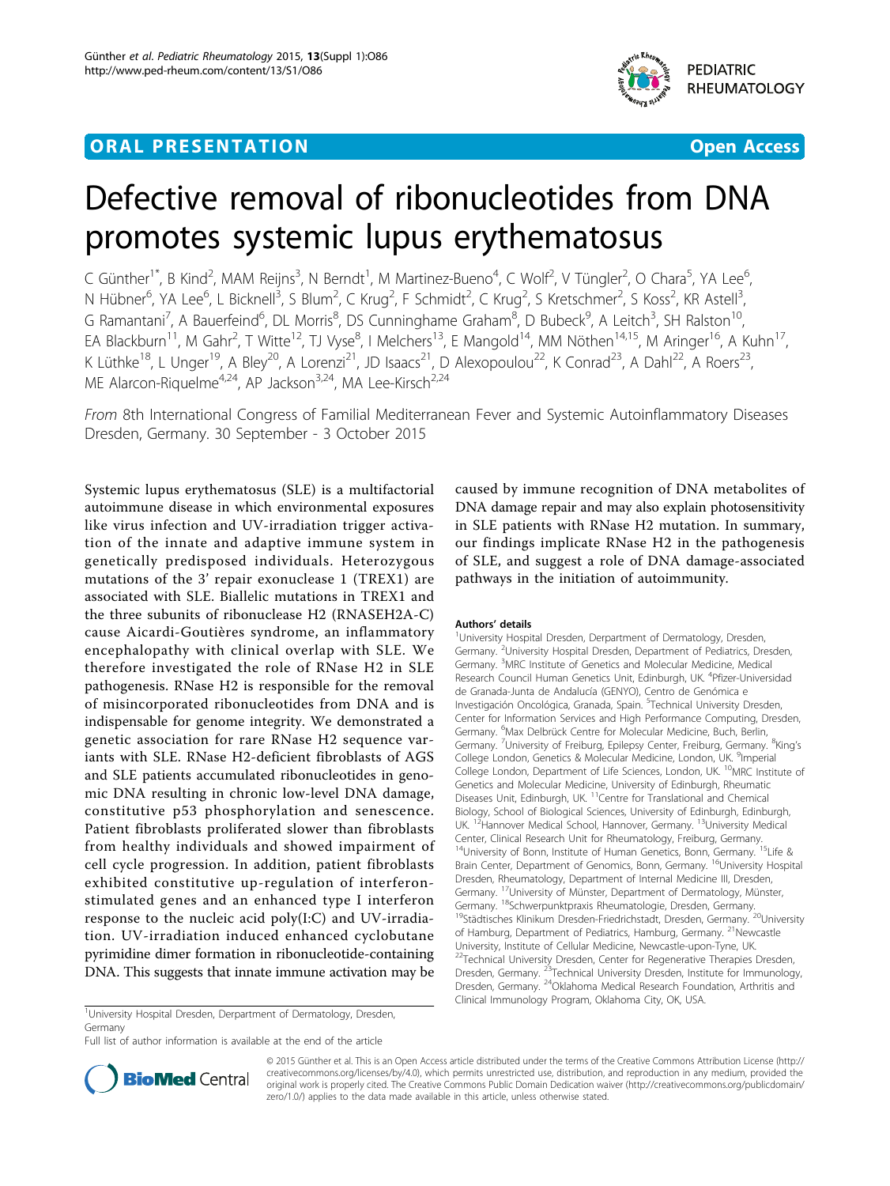## ORAL PRESENTATION

**Open Access**

# Defective removal of ribonucleotides from DNA promotes systemic lupus erythematosus

C Günther[1*], B Kind[2], MAM Reijns[3], N Berndt[1], M Martinez-Bueno[4], C Wolf[2], V Tüngler[2], O Chara[5], YA Lee[6], N Hübner[6], YA Lee[6], L Bicknell[3], S Blum[2], C Krug[2], F Schmidt[2], C Krug[2], S Kretschmer[2], S Koss[2], KR Astell[3], G Ramantani[7], A Bauerfeind[6], DL Morris[8], DS Cunninghame Graham[8], D Bubeck[9], A Leitch[3], SH Ralston[10], EA Blackburn[11], M Gahr[2], T Witte[12], TJ Vyse[8], I Melchers[13], E Mangold[14], MM Nöthen[14,15], M Aringer[16], A Kuhn[17], K Lüthke[18], L Unger[19], A Bley[20], A Lorenzi[21], JD Isaacs[21], D Alexopoulou[22], K Conrad[23], A Dahl[22], A Roers[23], ME Alarcon-Riquelme[4,24], AP Jackson[3,24], MA Lee-Kirsch[2,24]

*From* 8th International Congress of Familial Mediterranean Fever and Systemic Autoinflammatory Diseases Dresden, Germany. 30 September - 3 October 2015

Systemic lupus erythematosus (SLE) is a multifactorial autoimmune disease in which environmental exposures like virus infection and UV-irradiation trigger activation of the innate and adaptive immune system in genetically predisposed individuals. Heterozygous mutations of the 3' repair exonuclease 1 (TREX1) are associated with SLE. Biallelic mutations in TREX1 and the three subunits of ribonuclease H2 (RNASEH2A-C) cause Aicardi-Goutières syndrome, an inflammatory encephalopathy with clinical overlap with SLE. We therefore investigated the role of RNase H2 in SLE pathogenesis. RNase H2 is responsible for the removal of misincorporated ribonucleotides from DNA and is indispensable for genome integrity. We demonstrated a genetic association for rare RNase H2 sequence variants with SLE. RNase H2-deficient fibroblasts of AGS and SLE patients accumulated ribonucleotides in genomic DNA resulting in chronic low-level DNA damage, constitutive p53 phosphorylation and senescence. Patient fibroblasts proliferated slower than fibroblasts from healthy individuals and showed impairment of cell cycle progression. In addition, patient fibroblasts exhibited constitutive up-regulation of interferon-stimulated genes and an enhanced type I interferon response to the nucleic acid poly(I:C) and UV-irradiation. UV-irradiation induced enhanced cyclobutane pyrimidine dimer formation in ribonucleotide-containing DNA. This suggests that innate immune activation may be caused by immune recognition of DNA metabolites of DNA damage repair and may also explain photosensitivity in SLE patients with RNase H2 mutation. In summary, our findings implicate RNase H2 in the pathogenesis of SLE, and suggest a role of DNA damage-associated pathways in the initiation of autoimmunity.

#### Authors' details

[1]University Hospital Dresden, Derpartment of Dermatology, Dresden, Germany. [2]University Hospital Dresden, Department of Pediatrics, Dresden, Germany. [3]MRC Institute of Genetics and Molecular Medicine, Medical Research Council Human Genetics Unit, Edinburgh, UK. [4]Pfizer-Universidad de Granada-Junta de Andalucía (GENYO), Centro de Genómica e Investigación Oncológica, Granada, Spain. [5]Technical University Dresden, Center for Information Services and High Performance Computing, Dresden, Germany. [6]Max Delbrück Centre for Molecular Medicine, Buch, Berlin, Germany. [7]University of Freiburg, Epilepsy Center, Freiburg, Germany. [8]King's College London, Genetics & Molecular Medicine, London, UK. [9]Imperial College London, Department of Life Sciences, London, UK. [10]MRC Institute of Genetics and Molecular Medicine, University of Edinburgh, Rheumatic Diseases Unit, Edinburgh, UK. [11]Centre for Translational and Chemical Biology, School of Biological Sciences, University of Edinburgh, Edinburgh, UK. [12]Hannover Medical School, Hannover, Germany. [13]University Medical Center, Clinical Research Unit for Rheumatology, Freiburg, Germany. [14]University of Bonn, Institute of Human Genetics, Bonn, Germany. [15]Life & Brain Center, Department of Genomics, Bonn, Germany. [16]University Hospital Dresden, Rheumatology, Department of Internal Medicine III, Dresden, Germany. [17]University of Münster, Department of Dermatology, Münster, Germany. [18]Schwerpunktpraxis Rheumatologie, Dresden, Germany. [19]Städtisches Klinikum Dresden-Friedrichstadt, Dresden, Germany. [20]University of Hamburg, Department of Pediatrics, Hamburg, Germany. [21]Newcastle University, Institute of Cellular Medicine, Newcastle-upon-Tyne, UK. [22]Technical University Dresden, Center for Regenerative Therapies Dresden, Dresden, Germany. [23]Technical University Dresden, Institute for Immunology, Dresden, Germany. [24]Oklahoma Medical Research Foundation, Arthritis and Clinical Immunology Program, Oklahoma City, OK, USA.

[1]University Hospital Dresden, Derpartment of Dermatology, Dresden, Germany

Full list of author information is available at the end of the article

© 2015 Günther et al. This is an Open Access article distributed under the terms of the Creative Commons Attribution License (http://creativecommons.org/licenses/by/4.0), which permits unrestricted use, distribution, and reproduction in any medium, provided the original work is properly cited. The Creative Commons Public Domain Dedication waiver (http://creativecommons.org/publicdomain/zero/1.0/) applies to the data made available in this article, unless otherwise stated.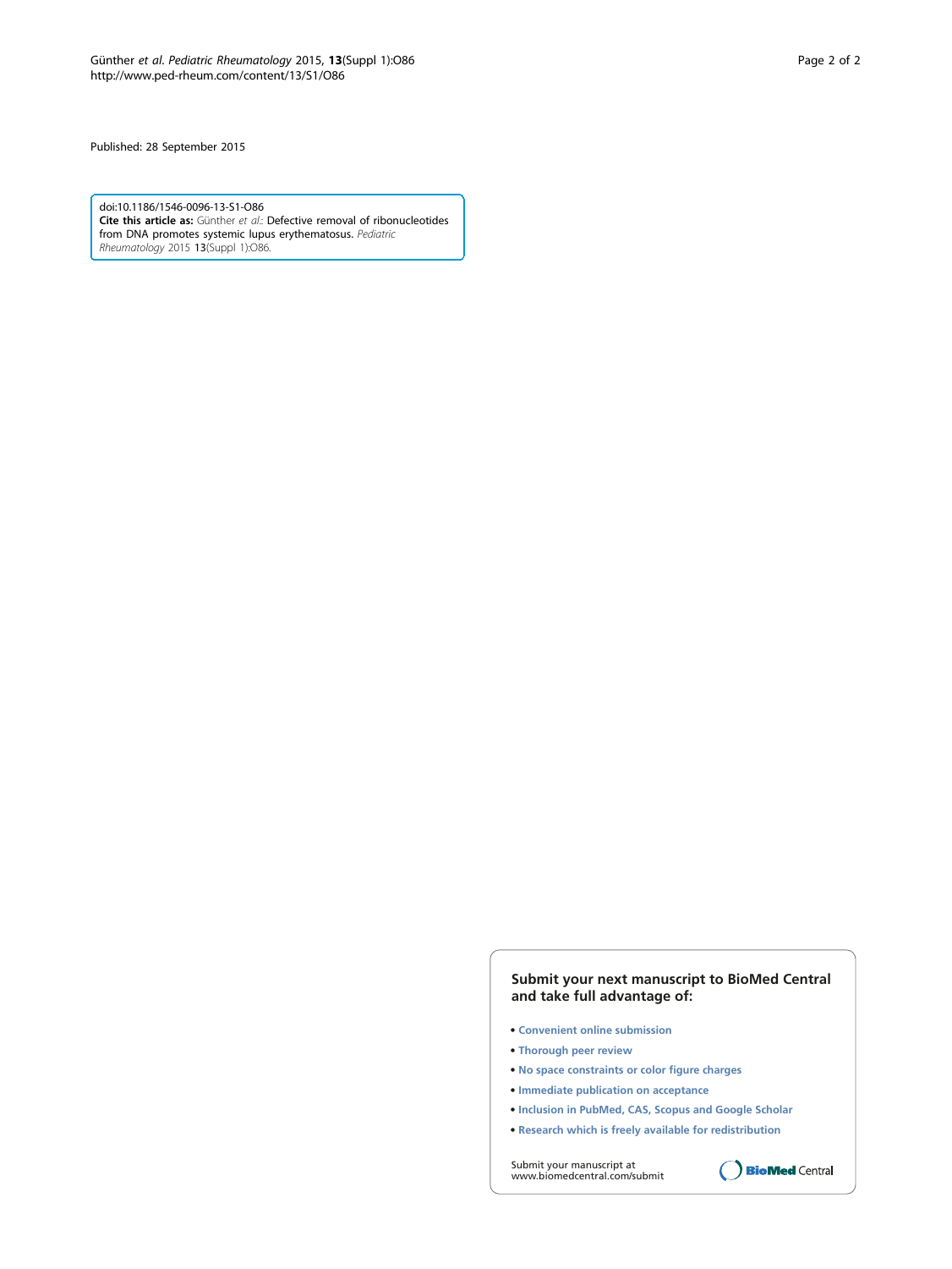Published: 28 September 2015

doi:10.1186/1546-0096-13-S1-O86

**Cite this article as:** Günther *et al.*: Defective removal of ribonucleotides from DNA promotes systemic lupus erythematosus. *Pediatric Rheumatology* 2015 **13**(Suppl 1):O86.

**Submit your next manuscript to BioMed Central and take full advantage of:**

- **Convenient online submission**
- **Thorough peer review**
- **No space constraints or color figure charges**
- **Immediate publication on acceptance**
- **Inclusion in PubMed, CAS, Scopus and Google Scholar**
- **Research which is freely available for redistribution**

Submit your manuscript at
www.biomedcentral.com/submit

BioMed Central